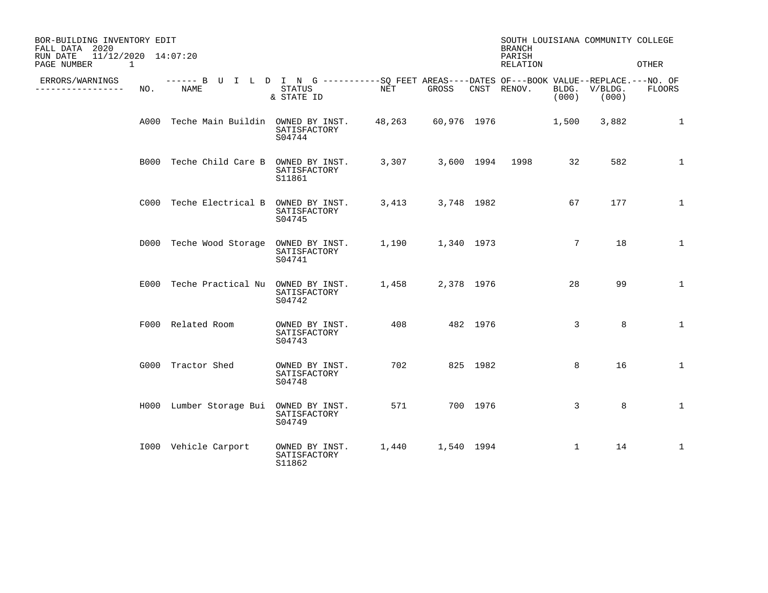BOR-BUILDING INVENTORY EDIT
FALL DATA 2020
RUN DATE 11/12/2020 14:07:20
PAGE NUMBER 1

SOUTH LOUISIANA COMMUNITY COLLEGE
BRANCH
PARISH
RELATION OTHER

| ERRORS/WARNINGS | NO. | BUILDING NAME | STATUS & STATE ID | SQ FEET AREAS NET | SQ FEET AREAS GROSS | DATES OF CNST | DATES OF RENOV. | BOOK VALUE BLDG. (000) | REPLACE. V/BLDG. (000) | NO. OF FLOORS |
|---|---|---|---|---|---|---|---|---|---|---|
| | A000 | Teche Main Buildin | OWNED BY INST. SATISFACTORY S04744 | 48,263 | 60,976 | 1976 | | 1,500 | 3,882 | 1 |
| | B000 | Teche Child Care B | OWNED BY INST. SATISFACTORY S11861 | 3,307 | 3,600 | 1994 | 1998 | 32 | 582 | 1 |
| | C000 | Teche Electrical B | OWNED BY INST. SATISFACTORY S04745 | 3,413 | 3,748 | 1982 | | 67 | 177 | 1 |
| | D000 | Teche Wood Storage | OWNED BY INST. SATISFACTORY S04741 | 1,190 | 1,340 | 1973 | | 7 | 18 | 1 |
| | E000 | Teche Practical Nu | OWNED BY INST. SATISFACTORY S04742 | 1,458 | 2,378 | 1976 | | 28 | 99 | 1 |
| | F000 | Related Room | OWNED BY INST. SATISFACTORY S04743 | 408 | 482 | 1976 | | 3 | 8 | 1 |
| | G000 | Tractor Shed | OWNED BY INST. SATISFACTORY S04748 | 702 | 825 | 1982 | | 8 | 16 | 1 |
| | H000 | Lumber Storage Bui | OWNED BY INST. SATISFACTORY S04749 | 571 | 700 | 1976 | | 3 | 8 | 1 |
| | I000 | Vehicle Carport | OWNED BY INST. SATISFACTORY S11862 | 1,440 | 1,540 | 1994 | | 1 | 14 | 1 |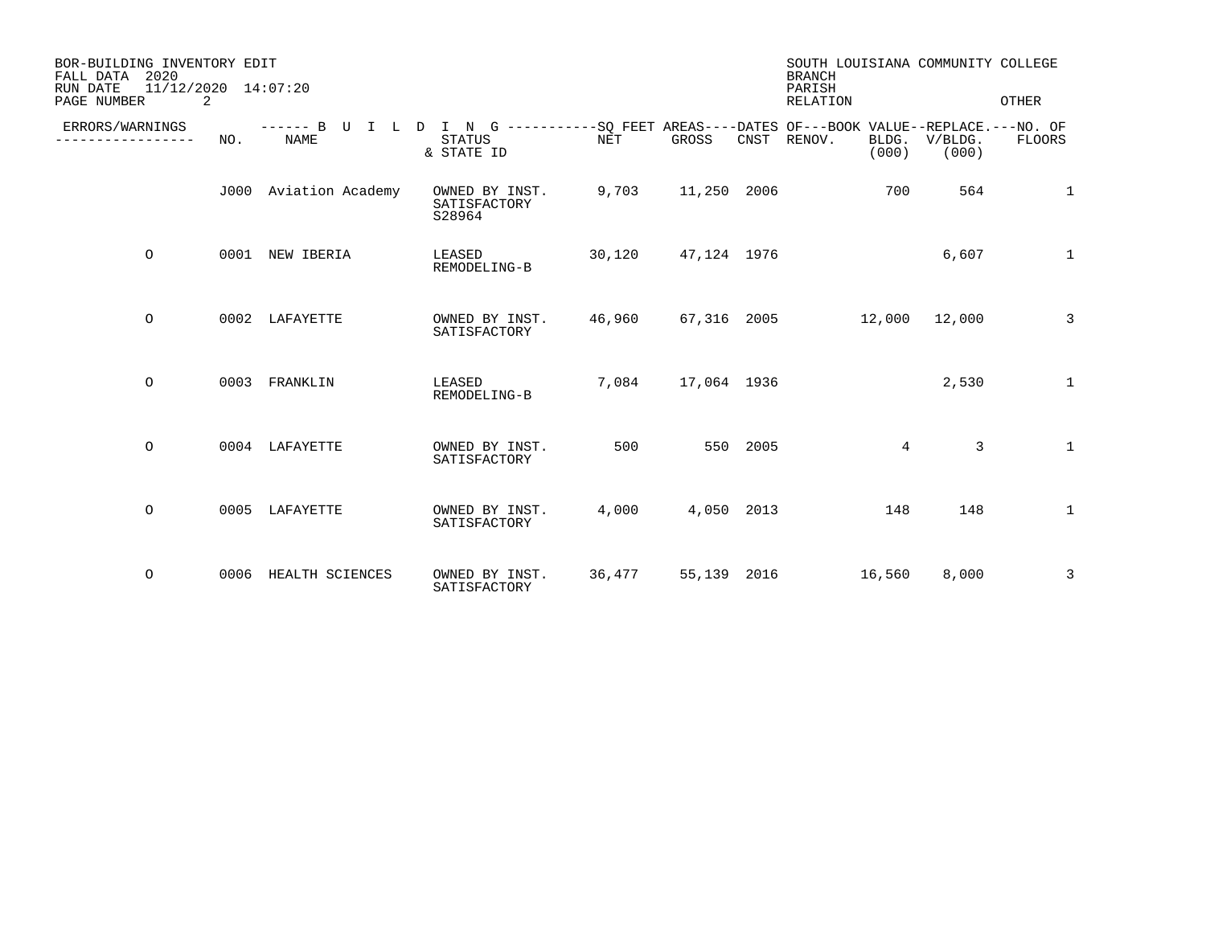BOR-BUILDING INVENTORY EDIT
FALL DATA 2020
RUN DATE 11/12/2020 14:07:20

SOUTH LOUISIANA COMMUNITY COLLEGE
BRANCH
PARISH
RELATION OTHER

| ERRORS/WARNINGS | NO. | NAME | STATUS & STATE ID | NET | GROSS | CNST | RENOV. | BLDG. (000) | V/BLDG. (000) | NO. OF FLOORS |
|---|---|---|---|---|---|---|---|---|---|---|
| | J000 | Aviation Academy | OWNED BY INST. SATISFACTORY S28964 | 9,703 | 11,250 | 2006 | | 700 | 564 | 1 |
| O | 0001 | NEW IBERIA | LEASED REMODELING-B | 30,120 | 47,124 | 1976 | | | 6,607 | 1 |
| O | 0002 | LAFAYETTE | OWNED BY INST. SATISFACTORY | 46,960 | 67,316 | 2005 | | 12,000 | 12,000 | 3 |
| O | 0003 | FRANKLIN | LEASED REMODELING-B | 7,084 | 17,064 | 1936 | | | 2,530 | 1 |
| O | 0004 | LAFAYETTE | OWNED BY INST. SATISFACTORY | 500 | 550 | 2005 | | 4 | 3 | 1 |
| O | 0005 | LAFAYETTE | OWNED BY INST. SATISFACTORY | 4,000 | 4,050 | 2013 | | 148 | 148 | 1 |
| O | 0006 | HEALTH SCIENCES | OWNED BY INST. SATISFACTORY | 36,477 | 55,139 | 2016 | | 16,560 | 8,000 | 3 |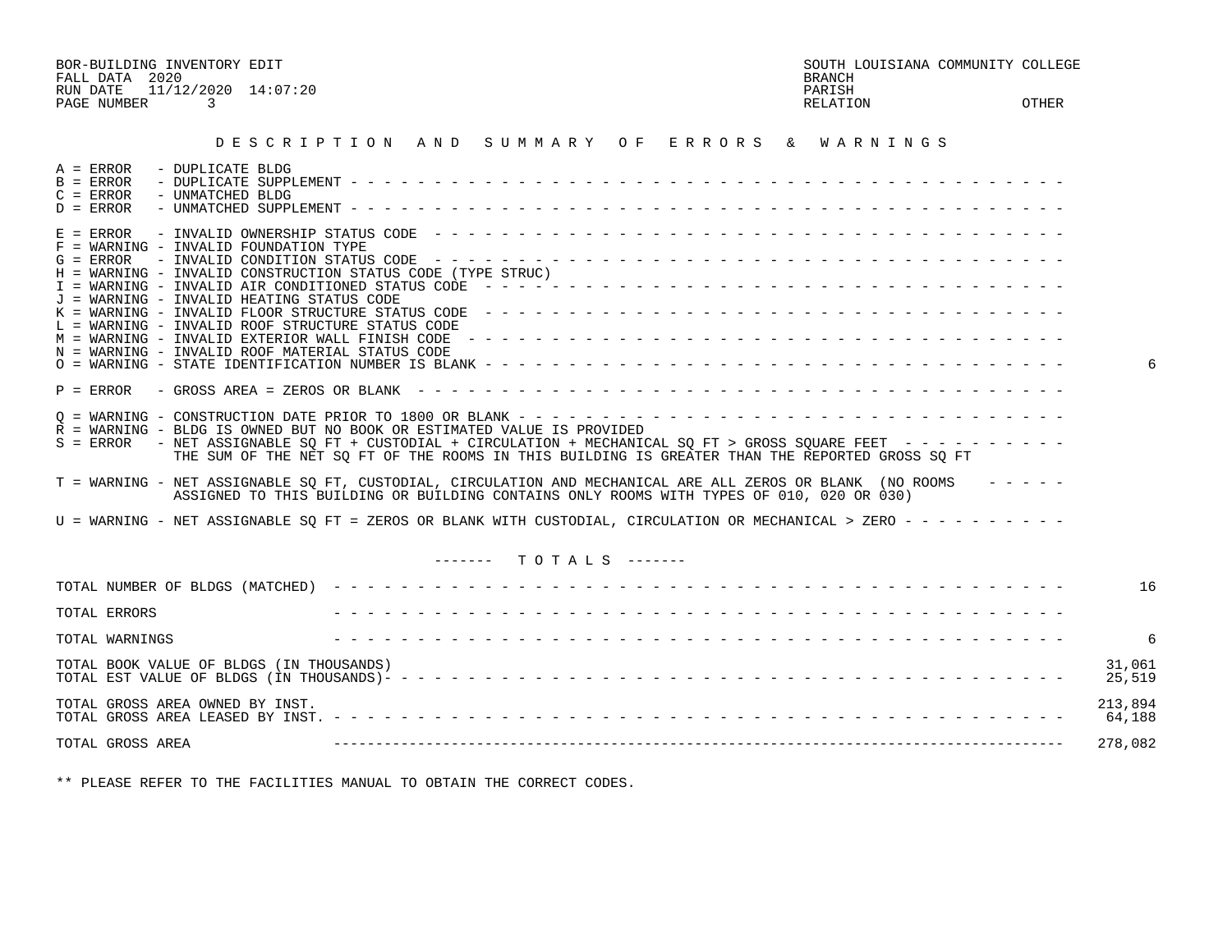BOR-BUILDING INVENTORY EDIT
FALL DATA 2020
RUN DATE 11/12/2020 14:07:20
PAGE NUMBER 3

SOUTH LOUISIANA COMMUNITY COLLEGE
BRANCH
PARISH
RELATION OTHER

## D E S C R I P T I O N A N D S U M M A R Y O F E R R O R S & W A R N I N G S

| | | |
|---|---|---|
| A = ERROR | - DUPLICATE BLDG | |
| B = ERROR | - DUPLICATE SUPPLEMENT | |
| C = ERROR | - UNMATCHED BLDG | |
| D = ERROR | - UNMATCHED SUPPLEMENT | |
| E = ERROR | - INVALID OWNERSHIP STATUS CODE | |
| F = WARNING | - INVALID FOUNDATION TYPE | |
| G = ERROR | - INVALID CONDITION STATUS CODE | |
| H = WARNING | - INVALID CONSTRUCTION STATUS CODE (TYPE STRUC) | |
| I = WARNING | - INVALID AIR CONDITIONED STATUS CODE | |
| J = WARNING | - INVALID HEATING STATUS CODE | |
| K = WARNING | - INVALID FLOOR STRUCTURE STATUS CODE | |
| L = WARNING | - INVALID ROOF STRUCTURE STATUS CODE | |
| M = WARNING | - INVALID EXTERIOR WALL FINISH CODE | |
| N = WARNING | - INVALID ROOF MATERIAL STATUS CODE | |
| O = WARNING | - STATE IDENTIFICATION NUMBER IS BLANK | 6 |
| P = ERROR | - GROSS AREA = ZEROS OR BLANK | |
| Q = WARNING | - CONSTRUCTION DATE PRIOR TO 1800 OR BLANK | |
| R = WARNING | - BLDG IS OWNED BUT NO BOOK OR ESTIMATED VALUE IS PROVIDED | |
| S = ERROR | - NET ASSIGNABLE SQ FT + CUSTODIAL + CIRCULATION + MECHANICAL SQ FT > GROSS SQUARE FEET<br>THE SUM OF THE NET SQ FT OF THE ROOMS IN THIS BUILDING IS GREATER THAN THE REPORTED GROSS SQ FT | |
| T = WARNING | - NET ASSIGNABLE SQ FT, CUSTODIAL, CIRCULATION AND MECHANICAL ARE ALL ZEROS OR BLANK (NO ROOMS ASSIGNED TO THIS BUILDING OR BUILDING CONTAINS ONLY ROOMS WITH TYPES OF 010, 020 OR 030) | |
| U = WARNING | - NET ASSIGNABLE SQ FT = ZEROS OR BLANK WITH CUSTODIAL, CIRCULATION OR MECHANICAL > ZERO | |

## ------- T O T A L S -------

| | |
|---|---|
| TOTAL NUMBER OF BLDGS (MATCHED) | 16 |
| TOTAL ERRORS | |
| TOTAL WARNINGS | 6 |
| TOTAL BOOK VALUE OF BLDGS (IN THOUSANDS) | 31,061 |
| TOTAL EST VALUE OF BLDGS (IN THOUSANDS) | 25,519 |
| TOTAL GROSS AREA OWNED BY INST. | 213,894 |
| TOTAL GROSS AREA LEASED BY INST. | 64,188 |
| TOTAL GROSS AREA | 278,082 |

** PLEASE REFER TO THE FACILITIES MANUAL TO OBTAIN THE CORRECT CODES.